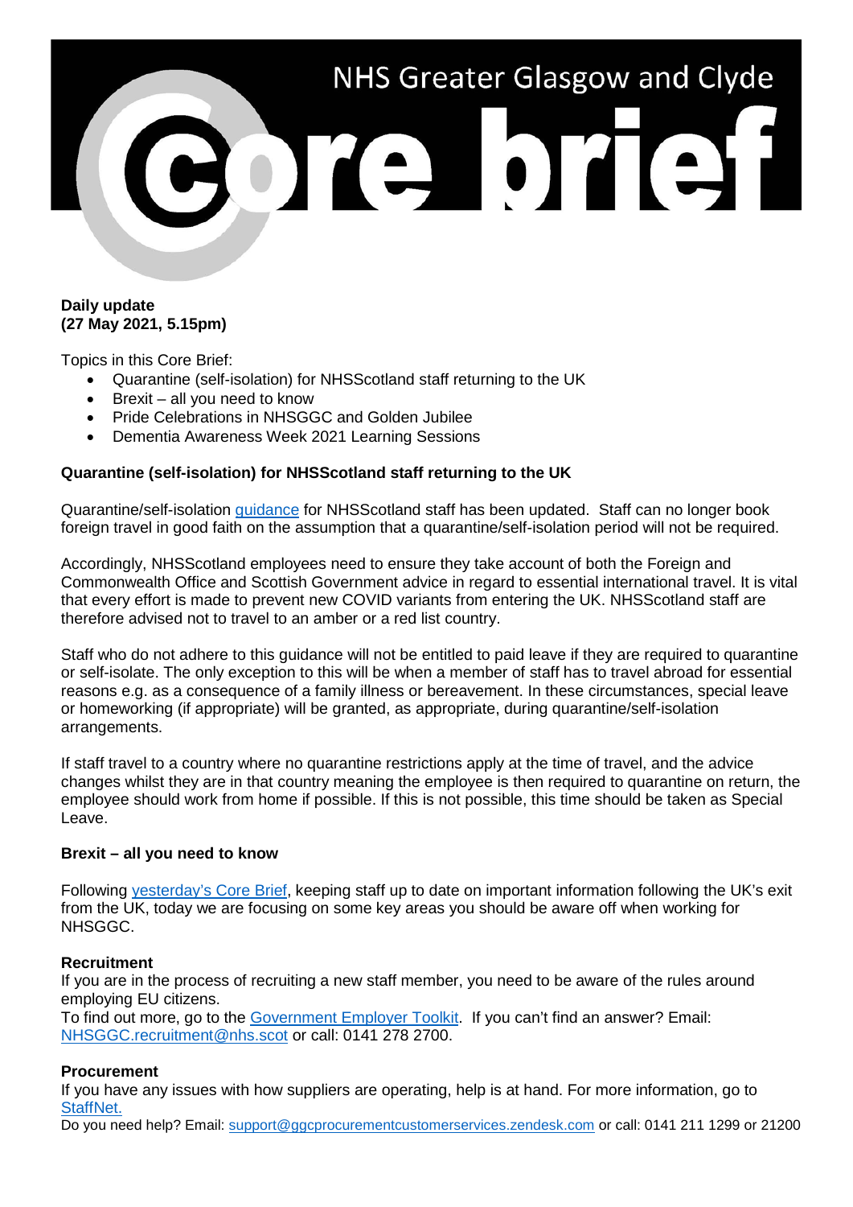# NHS Greater Glasgow and Clyde Core brief

**Daily update**
**(27 May 2021, 5.15pm)**

Topics in this Core Brief:

- Quarantine (self-isolation) for NHSScotland staff returning to the UK
- Brexit – all you need to know
- Pride Celebrations in NHSGGC and Golden Jubilee
- Dementia Awareness Week 2021 Learning Sessions

**Quarantine (self-isolation) for NHSScotland staff returning to the UK**

Quarantine/self-isolation guidance for NHSScotland staff has been updated. Staff can no longer book foreign travel in good faith on the assumption that a quarantine/self-isolation period will not be required.

Accordingly, NHSScotland employees need to ensure they take account of both the Foreign and Commonwealth Office and Scottish Government advice in regard to essential international travel. It is vital that every effort is made to prevent new COVID variants from entering the UK. NHSScotland staff are therefore advised not to travel to an amber or a red list country.

Staff who do not adhere to this guidance will not be entitled to paid leave if they are required to quarantine or self-isolate. The only exception to this will be when a member of staff has to travel abroad for essential reasons e.g. as a consequence of a family illness or bereavement. In these circumstances, special leave or homeworking (if appropriate) will be granted, as appropriate, during quarantine/self-isolation arrangements.

If staff travel to a country where no quarantine restrictions apply at the time of travel, and the advice changes whilst they are in that country meaning the employee is then required to quarantine on return, the employee should work from home if possible. If this is not possible, this time should be taken as Special Leave.

**Brexit – all you need to know**

Following yesterday's Core Brief, keeping staff up to date on important information following the UK's exit from the UK, today we are focusing on some key areas you should be aware off when working for NHSGGC.

**Recruitment**
If you are in the process of recruiting a new staff member, you need to be aware of the rules around employing EU citizens.
To find out more, go to the Government Employer Toolkit. If you can't find an answer? Email: NHSGGC.recruitment@nhs.scot or call: 0141 278 2700.

**Procurement**
If you have any issues with how suppliers are operating, help is at hand. For more information, go to StaffNet.
Do you need help? Email: support@ggcprocurementcustomerservices.zendesk.com or call: 0141 211 1299 or 21200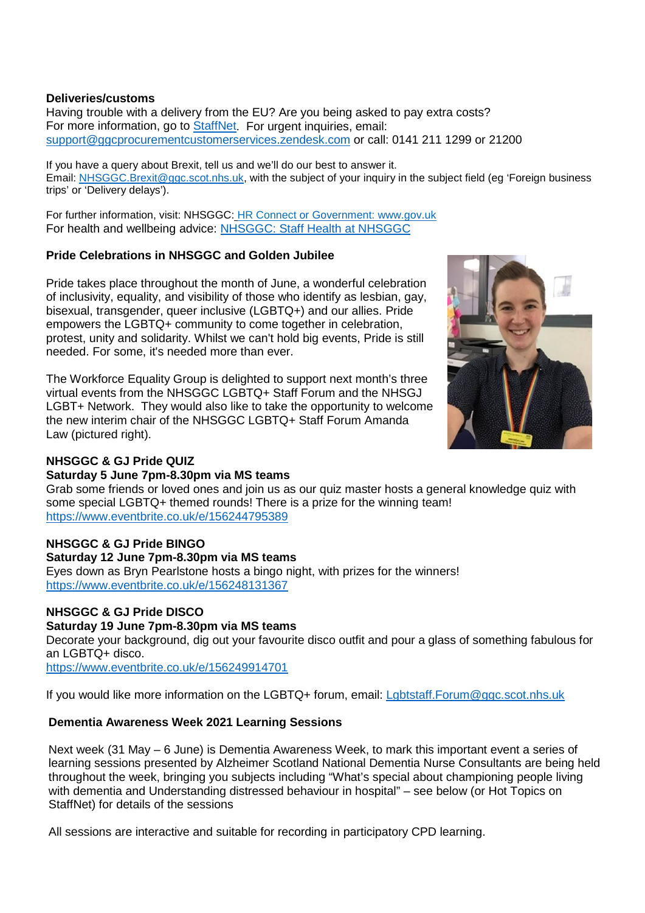**Deliveries/customs**

Having trouble with a delivery from the EU? Are you being asked to pay extra costs?
For more information, go to StaffNet. For urgent inquiries, email: support@ggcprocurementcustomerservices.zendesk.com or call: 0141 211 1299 or 21200

If you have a query about Brexit, tell us and we'll do our best to answer it.
Email: NHSGGC.Brexit@ggc.scot.nhs.uk, with the subject of your inquiry in the subject field (eg 'Foreign business trips' or 'Delivery delays').

For further information, visit: NHSGGC: HR Connect or Government: www.gov.uk
For health and wellbeing advice: NHSGGC: Staff Health at NHSGGC

**Pride Celebrations in NHSGGC and Golden Jubilee**

Pride takes place throughout the month of June, a wonderful celebration of inclusivity, equality, and visibility of those who identify as lesbian, gay, bisexual, transgender, queer inclusive (LGBTQ+) and our allies. Pride empowers the LGBTQ+ community to come together in celebration, protest, unity and solidarity. Whilst we can't hold big events, Pride is still needed. For some, it's needed more than ever.

The Workforce Equality Group is delighted to support next month's three virtual events from the NHSGGC LGBTQ+ Staff Forum and the NHSGJ LGBT+ Network. They would also like to take the opportunity to welcome the new interim chair of the NHSGGC LGBTQ+ Staff Forum Amanda Law (pictured right).

**NHSGGC & GJ Pride QUIZ**
**Saturday 5 June 7pm-8.30pm via MS teams**
Grab some friends or loved ones and join us as our quiz master hosts a general knowledge quiz with some special LGBTQ+ themed rounds! There is a prize for the winning team!
https://www.eventbrite.co.uk/e/156244795389

**NHSGGC & GJ Pride BINGO**
**Saturday 12 June 7pm-8.30pm via MS teams**
Eyes down as Bryn Pearlstone hosts a bingo night, with prizes for the winners!
https://www.eventbrite.co.uk/e/156248131367

**NHSGGC & GJ Pride DISCO**
**Saturday 19 June 7pm-8.30pm via MS teams**
Decorate your background, dig out your favourite disco outfit and pour a glass of something fabulous for an LGBTQ+ disco.
https://www.eventbrite.co.uk/e/156249914701

If you would like more information on the LGBTQ+ forum, email: Lgbtstaff.Forum@ggc.scot.nhs.uk

**Dementia Awareness Week 2021 Learning Sessions**

Next week (31 May – 6 June) is Dementia Awareness Week, to mark this important event a series of learning sessions presented by Alzheimer Scotland National Dementia Nurse Consultants are being held throughout the week, bringing you subjects including "What's special about championing people living with dementia and Understanding distressed behaviour in hospital" – see below (or Hot Topics on StaffNet) for details of the sessions

All sessions are interactive and suitable for recording in participatory CPD learning.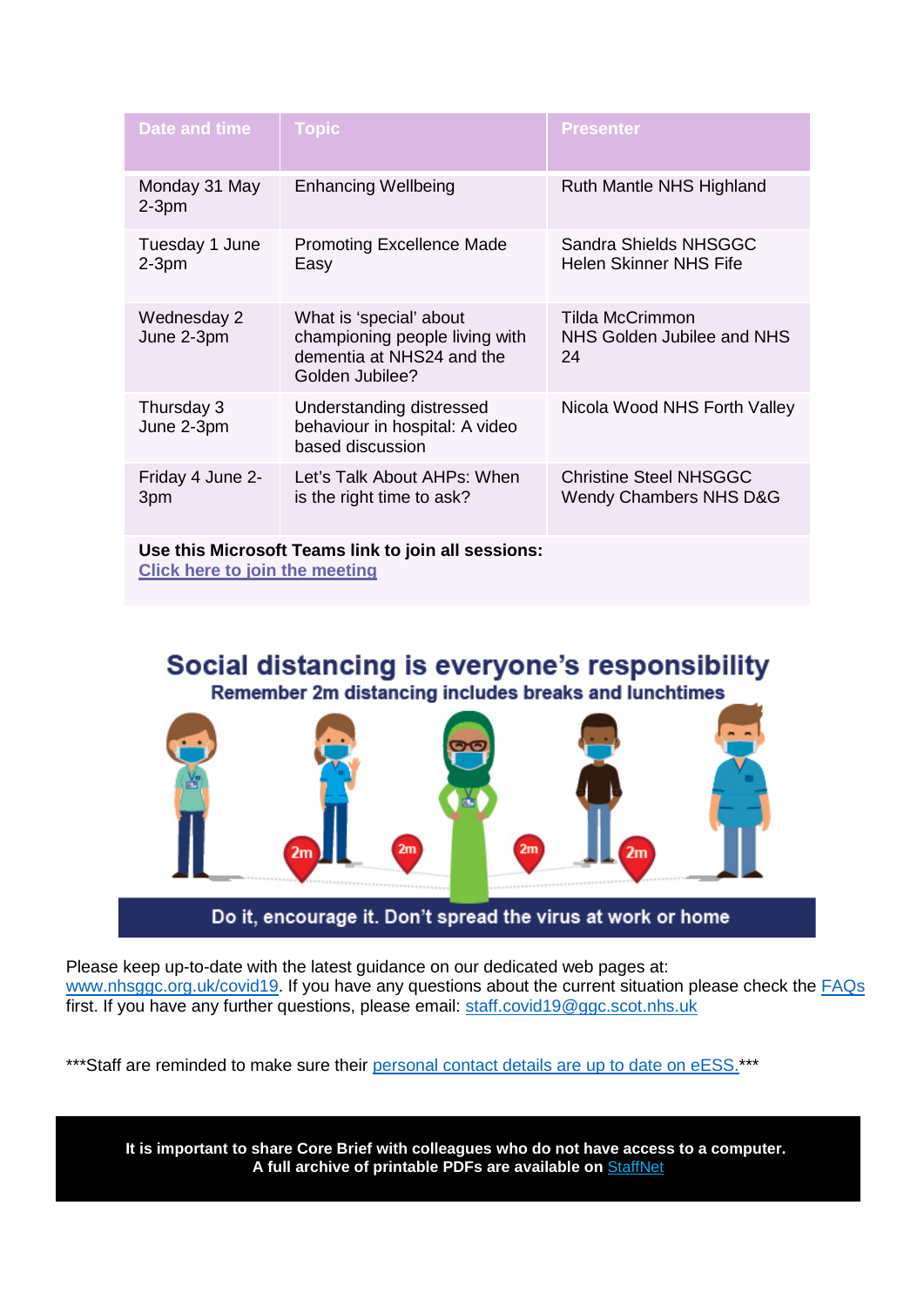| Date and time | Topic | Presenter |
|---|---|---|
| Monday 31 May 2-3pm | Enhancing Wellbeing | Ruth Mantle NHS Highland |
| Tuesday 1 June 2-3pm | Promoting Excellence Made Easy | Sandra Shields NHSGGC<br>Helen Skinner NHS Fife |
| Wednesday 2 June 2-3pm | What is 'special' about championing people living with dementia at NHS24 and the Golden Jubilee? | Tilda McCrimmon<br>NHS Golden Jubilee and NHS 24 |
| Thursday 3 June 2-3pm | Understanding distressed behaviour in hospital: A video based discussion | Nicola Wood NHS Forth Valley |
| Friday 4 June 2-3pm | Let's Talk About AHPs: When is the right time to ask? | Christine Steel NHSGGC<br>Wendy Chambers NHS D&G |

**Use this Microsoft Teams link to join all sessions:**
**Click here to join the meeting**

**Social distancing is everyone's responsibility**

**Remember 2m distancing includes breaks and lunchtimes**

2m 2m 2m 2m

**Do it, encourage it. Don't spread the virus at work or home**

Please keep up-to-date with the latest guidance on our dedicated web pages at: www.nhsggc.org.uk/covid19. If you have any questions about the current situation please check the FAQs first. If you have any further questions, please email: staff.covid19@ggc.scot.nhs.uk

***Staff are reminded to make sure their personal contact details are up to date on eESS.***

**It is important to share Core Brief with colleagues who do not have access to a computer.**
**A full archive of printable PDFs are available on StaffNet**